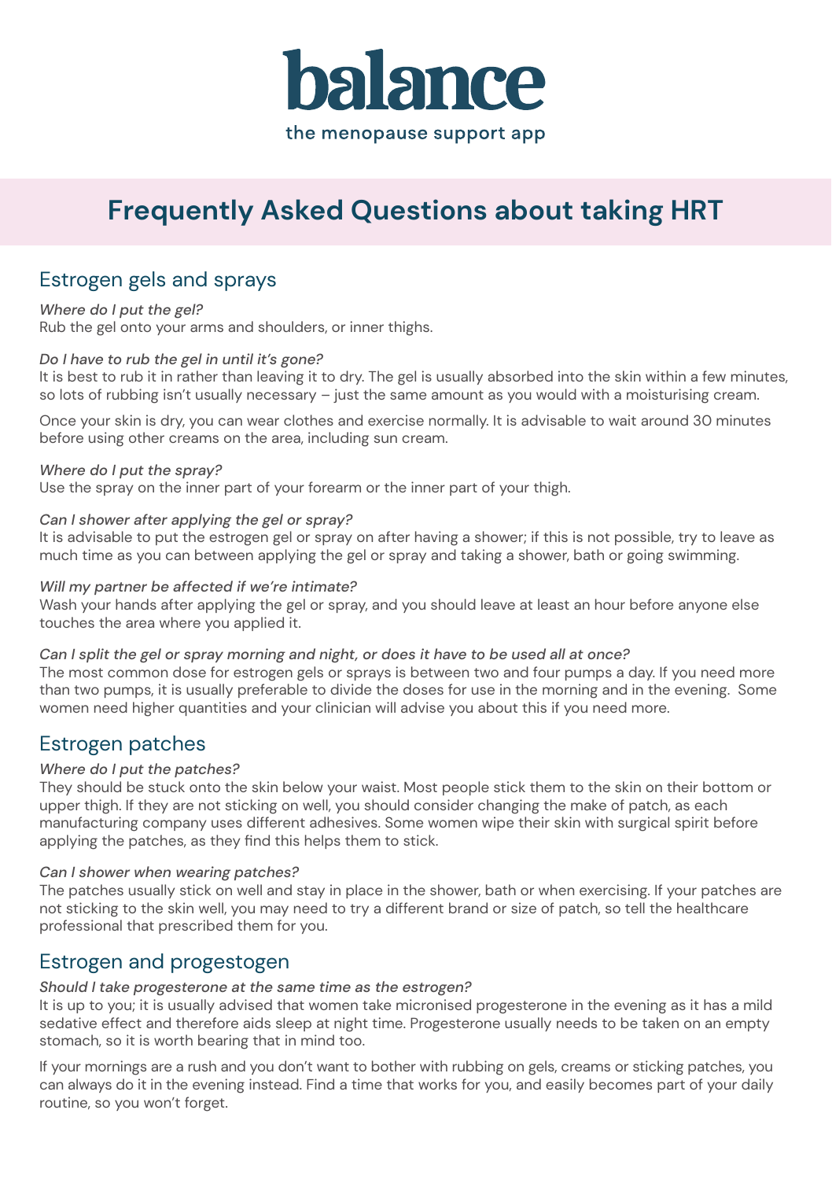# balance

the menopause support app

## Frequently Asked Questions about taking HRT

### Estrogen gels and sprays

*Where do I put the gel?*
Rub the gel onto your arms and shoulders, or inner thighs.

*Do I have to rub the gel in until it's gone?*
It is best to rub it in rather than leaving it to dry. The gel is usually absorbed into the skin within a few minutes, so lots of rubbing isn't usually necessary – just the same amount as you would with a moisturising cream.

Once your skin is dry, you can wear clothes and exercise normally. It is advisable to wait around 30 minutes before using other creams on the area, including sun cream.

*Where do I put the spray?*
Use the spray on the inner part of your forearm or the inner part of your thigh.

*Can I shower after applying the gel or spray?*
It is advisable to put the estrogen gel or spray on after having a shower; if this is not possible, try to leave as much time as you can between applying the gel or spray and taking a shower, bath or going swimming.

*Will my partner be affected if we're intimate?*
Wash your hands after applying the gel or spray, and you should leave at least an hour before anyone else touches the area where you applied it.

*Can I split the gel or spray morning and night, or does it have to be used all at once?*
The most common dose for estrogen gels or sprays is between two and four pumps a day. If you need more than two pumps, it is usually preferable to divide the doses for use in the morning and in the evening. Some women need higher quantities and your clinician will advise you about this if you need more.

### Estrogen patches

*Where do I put the patches?*
They should be stuck onto the skin below your waist. Most people stick them to the skin on their bottom or upper thigh. If they are not sticking on well, you should consider changing the make of patch, as each manufacturing company uses different adhesives. Some women wipe their skin with surgical spirit before applying the patches, as they find this helps them to stick.

*Can I shower when wearing patches?*
The patches usually stick on well and stay in place in the shower, bath or when exercising. If your patches are not sticking to the skin well, you may need to try a different brand or size of patch, so tell the healthcare professional that prescribed them for you.

### Estrogen and progestogen

*Should I take progesterone at the same time as the estrogen?*
It is up to you; it is usually advised that women take micronised progesterone in the evening as it has a mild sedative effect and therefore aids sleep at night time. Progesterone usually needs to be taken on an empty stomach, so it is worth bearing that in mind too.

If your mornings are a rush and you don't want to bother with rubbing on gels, creams or sticking patches, you can always do it in the evening instead. Find a time that works for you, and easily becomes part of your daily routine, so you won't forget.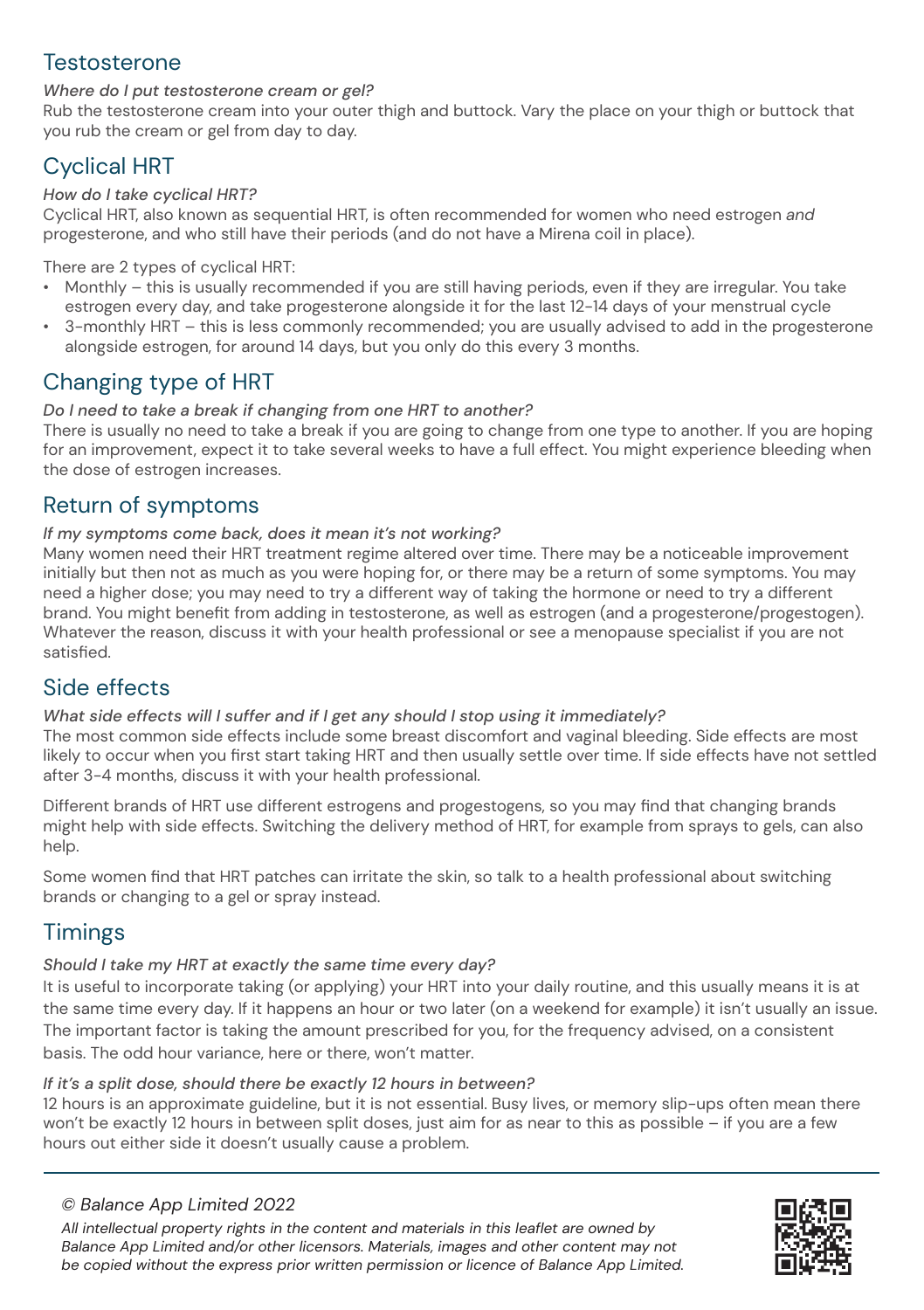## Testosterone

*Where do I put testosterone cream or gel?*
Rub the testosterone cream into your outer thigh and buttock. Vary the place on your thigh or buttock that you rub the cream or gel from day to day.

## Cyclical HRT

*How do I take cyclical HRT?*
Cyclical HRT, also known as sequential HRT, is often recommended for women who need estrogen *and* progesterone, and who still have their periods (and do not have a Mirena coil in place).

There are 2 types of cyclical HRT:

- Monthly – this is usually recommended if you are still having periods, even if they are irregular. You take estrogen every day, and take progesterone alongside it for the last 12-14 days of your menstrual cycle
- 3-monthly HRT – this is less commonly recommended; you are usually advised to add in the progesterone alongside estrogen, for around 14 days, but you only do this every 3 months.

## Changing type of HRT

*Do I need to take a break if changing from one HRT to another?*
There is usually no need to take a break if you are going to change from one type to another. If you are hoping for an improvement, expect it to take several weeks to have a full effect. You might experience bleeding when the dose of estrogen increases.

## Return of symptoms

*If my symptoms come back, does it mean it's not working?*
Many women need their HRT treatment regime altered over time. There may be a noticeable improvement initially but then not as much as you were hoping for, or there may be a return of some symptoms. You may need a higher dose; you may need to try a different way of taking the hormone or need to try a different brand. You might benefit from adding in testosterone, as well as estrogen (and a progesterone/progestogen). Whatever the reason, discuss it with your health professional or see a menopause specialist if you are not satisfied.

## Side effects

*What side effects will I suffer and if I get any should I stop using it immediately?*
The most common side effects include some breast discomfort and vaginal bleeding. Side effects are most likely to occur when you first start taking HRT and then usually settle over time. If side effects have not settled after 3-4 months, discuss it with your health professional.

Different brands of HRT use different estrogens and progestogens, so you may find that changing brands might help with side effects. Switching the delivery method of HRT, for example from sprays to gels, can also help.

Some women find that HRT patches can irritate the skin, so talk to a health professional about switching brands or changing to a gel or spray instead.

## Timings

*Should I take my HRT at exactly the same time every day?*
It is useful to incorporate taking (or applying) your HRT into your daily routine, and this usually means it is at the same time every day. If it happens an hour or two later (on a weekend for example) it isn't usually an issue. The important factor is taking the amount prescribed for you, for the frequency advised, on a consistent basis. The odd hour variance, here or there, won't matter.

*If it's a split dose, should there be exactly 12 hours in between?*
12 hours is an approximate guideline, but it is not essential. Busy lives, or memory slip-ups often mean there won't be exactly 12 hours in between split doses, just aim for as near to this as possible – if you are a few hours out either side it doesn't usually cause a problem.

---

*© Balance App Limited 2022*

*All intellectual property rights in the content and materials in this leaflet are owned by Balance App Limited and/or other licensors. Materials, images and other content may not be copied without the express prior written permission or licence of Balance App Limited.*